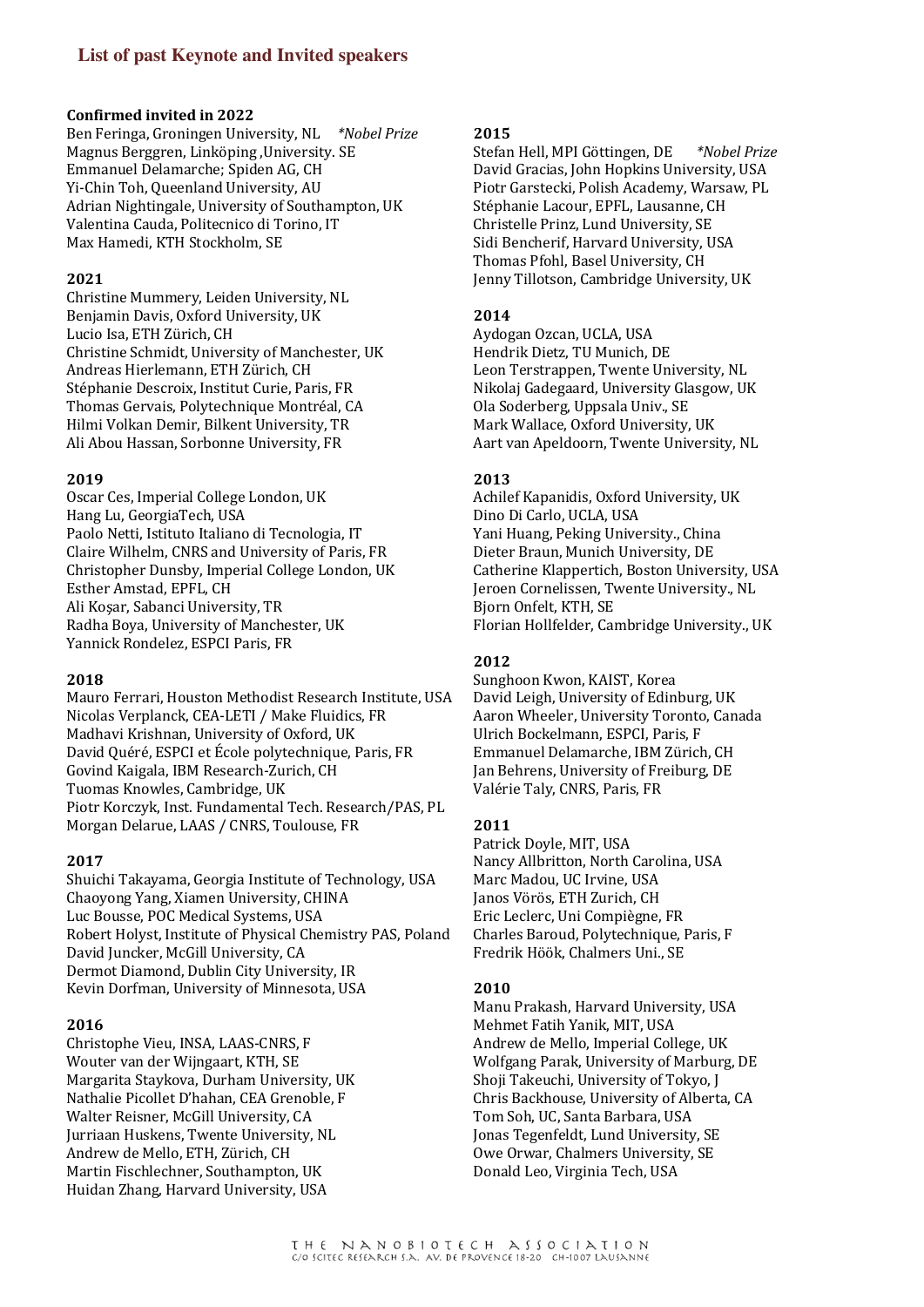## List of past Keynote and Invited speakers

**Confirmed invited in 2022**
Ben Feringa, Groningen University, NL *\*Nobel Prize*
Magnus Berggren, Linköping ,University. SE
Emmanuel Delamarche; Spiden AG, CH
Yi-Chin Toh, Queenland University, AU
Adrian Nightingale, University of Southampton, UK
Valentina Cauda, Politecnico di Torino, IT
Max Hamedi, KTH Stockholm, SE

**2021**
Christine Mummery, Leiden University, NL
Benjamin Davis, Oxford University, UK
Lucio Isa, ETH Zürich, CH
Christine Schmidt, University of Manchester, UK
Andreas Hierlemann, ETH Zürich, CH
Stéphanie Descroix, Institut Curie, Paris, FR
Thomas Gervais, Polytechnique Montréal, CA
Hilmi Volkan Demir, Bilkent University, TR
Ali Abou Hassan, Sorbonne University, FR

**2019**
Oscar Ces, Imperial College London, UK
Hang Lu, GeorgiaTech, USA
Paolo Netti, Istituto Italiano di Tecnologia, IT
Claire Wilhelm, CNRS and University of Paris, FR
Christopher Dunsby, Imperial College London, UK
Esther Amstad, EPFL, CH
Ali Koşar, Sabanci University, TR
Radha Boya, University of Manchester, UK
Yannick Rondelez, ESPCI Paris, FR

**2018**
Mauro Ferrari, Houston Methodist Research Institute, USA
Nicolas Verplanck, CEA-LETI / Make Fluidics, FR
Madhavi Krishnan, University of Oxford, UK
David Quéré, ESPCI et École polytechnique, Paris, FR
Govind Kaigala, IBM Research-Zurich, CH
Tuomas Knowles, Cambridge, UK
Piotr Korczyk, Inst. Fundamental Tech. Research/PAS, PL
Morgan Delarue, LAAS / CNRS, Toulouse, FR

**2017**
Shuichi Takayama, Georgia Institute of Technology, USA
Chaoyong Yang, Xiamen University, CHINA
Luc Bousse, POC Medical Systems, USA
Robert Holyst, Institute of Physical Chemistry PAS, Poland
David Juncker, McGill University, CA
Dermot Diamond, Dublin City University, IR
Kevin Dorfman, University of Minnesota, USA

**2016**
Christophe Vieu, INSA, LAAS-CNRS, F
Wouter van der Wijngaart, KTH, SE
Margarita Staykova, Durham University, UK
Nathalie Picollet D'hahan, CEA Grenoble, F
Walter Reisner, McGill University, CA
Jurriaan Huskens, Twente University, NL
Andrew de Mello, ETH, Zürich, CH
Martin Fischlechner, Southampton, UK
Huidan Zhang, Harvard University, USA

**2015**
Stefan Hell, MPI Göttingen, DE *\*Nobel Prize*
David Gracias, John Hopkins University, USA
Piotr Garstecki, Polish Academy, Warsaw, PL
Stéphanie Lacour, EPFL, Lausanne, CH
Christelle Prinz, Lund University, SE
Sidi Bencherif, Harvard University, USA
Thomas Pfohl, Basel University, CH
Jenny Tillotson, Cambridge University, UK

**2014**
Aydogan Ozcan, UCLA, USA
Hendrik Dietz, TU Munich, DE
Leon Terstrappen, Twente University, NL
Nikolaj Gadegaard, University Glasgow, UK
Ola Soderberg, Uppsala Univ., SE
Mark Wallace, Oxford University, UK
Aart van Apeldoorn, Twente University, NL

**2013**
Achilef Kapanidis, Oxford University, UK
Dino Di Carlo, UCLA, USA
Yani Huang, Peking University., China
Dieter Braun, Munich University, DE
Catherine Klappertich, Boston University, USA
Jeroen Cornelissen, Twente University., NL
Bjorn Onfelt, KTH, SE
Florian Hollfelder, Cambridge University., UK

**2012**
Sunghoon Kwon, KAIST, Korea
David Leigh, University of Edinburg, UK
Aaron Wheeler, University Toronto, Canada
Ulrich Bockelmann, ESPCI, Paris, F
Emmanuel Delamarche, IBM Zürich, CH
Jan Behrens, University of Freiburg, DE
Valérie Taly, CNRS, Paris, FR

**2011**
Patrick Doyle, MIT, USA
Nancy Allbritton, North Carolina, USA
Marc Madou, UC Irvine, USA
Janos Vörös, ETH Zurich, CH
Eric Leclerc, Uni Compiègne, FR
Charles Baroud, Polytechnique, Paris, F
Fredrik Höök, Chalmers Uni., SE

**2010**
Manu Prakash, Harvard University, USA
Mehmet Fatih Yanik, MIT, USA
Andrew de Mello, Imperial College, UK
Wolfgang Parak, University of Marburg, DE
Shoji Takeuchi, University of Tokyo, J
Chris Backhouse, University of Alberta, CA
Tom Soh, UC, Santa Barbara, USA
Jonas Tegenfeldt, Lund University, SE
Owe Orwar, Chalmers University, SE
Donald Leo, Virginia Tech, USA

THE NANOBIOTECH ASSOCIATION
C/O SCITEC RESEARCH S.A. AV. DE PROVENCE 18-20 CH-1007 LAUSANNE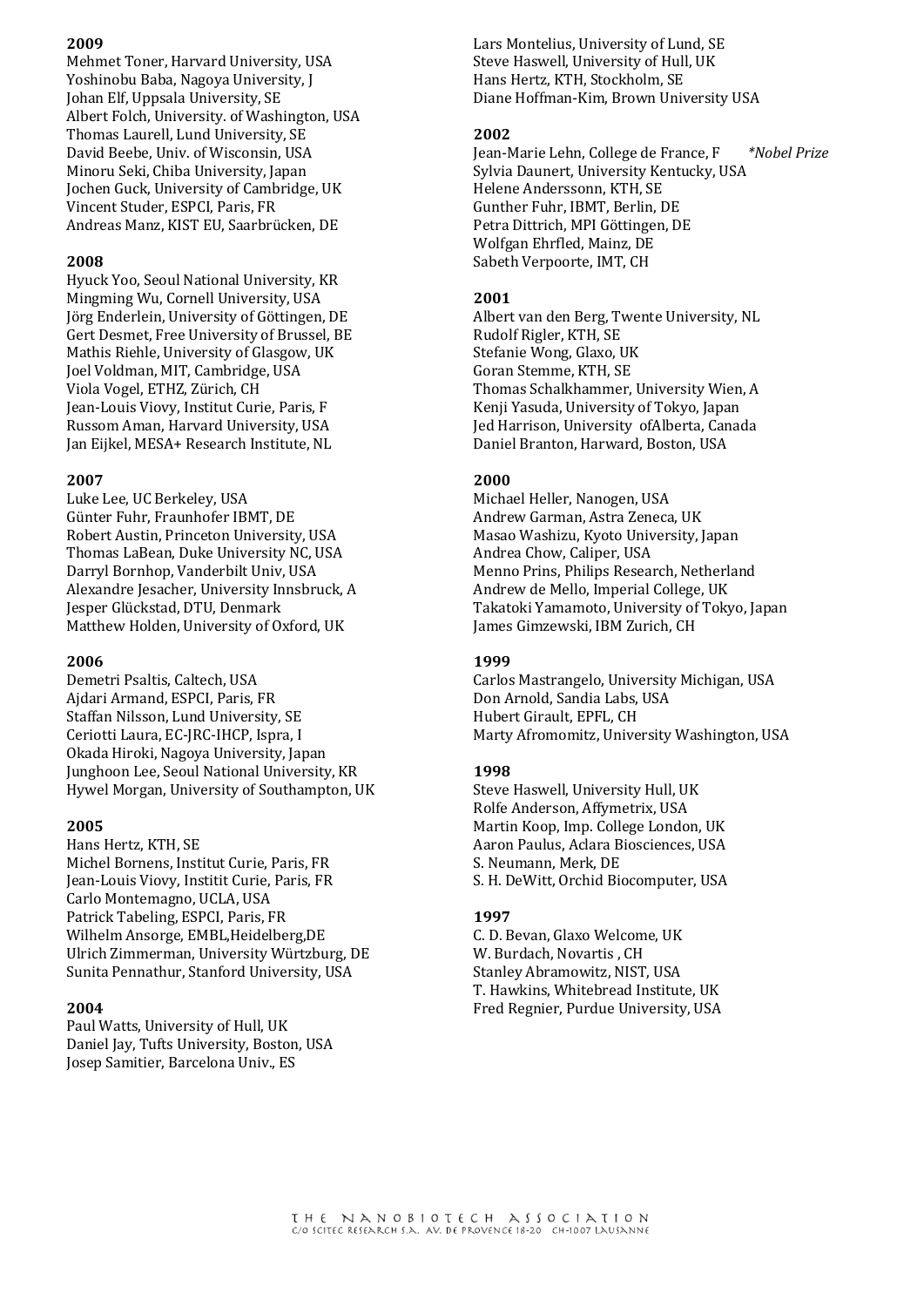**2009**

Mehmet Toner, Harvard University, USA
Yoshinobu Baba, Nagoya University, J
Johan Elf, Uppsala University, SE
Albert Folch, University. of Washington, USA
Thomas Laurell, Lund University, SE
David Beebe, Univ. of Wisconsin, USA
Minoru Seki, Chiba University, Japan
Jochen Guck, University of Cambridge, UK
Vincent Studer, ESPCI, Paris, FR
Andreas Manz, KIST EU, Saarbrücken, DE

**2008**

Hyuck Yoo, Seoul National University, KR
Mingming Wu, Cornell University, USA
Jörg Enderlein, University of Göttingen, DE
Gert Desmet, Free University of Brussel, BE
Mathis Riehle, University of Glasgow, UK
Joel Voldman, MIT, Cambridge, USA
Viola Vogel, ETHZ, Zürich, CH
Jean-Louis Viovy, Institut Curie, Paris, F
Russom Aman, Harvard University, USA
Jan Eijkel, MESA+ Research Institute, NL

**2007**

Luke Lee, UC Berkeley, USA
Günter Fuhr, Fraunhofer IBMT, DE
Robert Austin, Princeton University, USA
Thomas LaBean, Duke University NC, USA
Darryl Bornhop, Vanderbilt Univ, USA
Alexandre Jesacher, University Innsbruck, A
Jesper Glückstad, DTU, Denmark
Matthew Holden, University of Oxford, UK

**2006**

Demetri Psaltis, Caltech, USA
Ajdari Armand, ESPCI, Paris, FR
Staffan Nilsson, Lund University, SE
Ceriotti Laura, EC-JRC-IHCP, Ispra, I
Okada Hiroki, Nagoya University, Japan
Junghoon Lee, Seoul National University, KR
Hywel Morgan, University of Southampton, UK

**2005**

Hans Hertz, KTH, SE
Michel Bornens, Institut Curie, Paris, FR
Jean-Louis Viovy, Institit Curie, Paris, FR
Carlo Montemagno, UCLA, USA
Patrick Tabeling, ESPCI, Paris, FR
Wilhelm Ansorge, EMBL,Heidelberg,DE
Ulrich Zimmerman, University Würtzburg, DE
Sunita Pennathur, Stanford University, USA

**2004**

Paul Watts, University of Hull, UK
Daniel Jay, Tufts University, Boston, USA
Josep Samitier, Barcelona Univ., ES
Lars Montelius, University of Lund, SE
Steve Haswell, University of Hull, UK
Hans Hertz, KTH, Stockholm, SE
Diane Hoffman-Kim, Brown University USA

**2002**

Jean-Marie Lehn, College de France, F *\*Nobel Prize*
Sylvia Daunert, University Kentucky, USA
Helene Anderssonn, KTH, SE
Gunther Fuhr, IBMT, Berlin, DE
Petra Dittrich, MPI Göttingen, DE
Wolfgan Ehrfled, Mainz, DE
Sabeth Verpoorte, IMT, CH

**2001**

Albert van den Berg, Twente University, NL
Rudolf Rigler, KTH, SE
Stefanie Wong, Glaxo, UK
Goran Stemme, KTH, SE
Thomas Schalkhammer, University Wien, A
Kenji Yasuda, University of Tokyo, Japan
Jed Harrison, University ofAlberta, Canada
Daniel Branton, Harward, Boston, USA

**2000**

Michael Heller, Nanogen, USA
Andrew Garman, Astra Zeneca, UK
Masao Washizu, Kyoto University, Japan
Andrea Chow, Caliper, USA
Menno Prins, Philips Research, Netherland
Andrew de Mello, Imperial College, UK
Takatoki Yamamoto, University of Tokyo, Japan
James Gimzewski, IBM Zurich, CH

**1999**

Carlos Mastrangelo, University Michigan, USA
Don Arnold, Sandia Labs, USA
Hubert Girault, EPFL, CH
Marty Afromomitz, University Washington, USA

**1998**

Steve Haswell, University Hull, UK
Rolfe Anderson, Affymetrix, USA
Martin Koop, Imp. College London, UK
Aaron Paulus, Aclara Biosciences, USA
S. Neumann, Merk, DE
S. H. DeWitt, Orchid Biocomputer, USA

**1997**

C. D. Bevan, Glaxo Welcome, UK
W. Burdach, Novartis , CH
Stanley Abramowitz, NIST, USA
T. Hawkins, Whitebread Institute, UK
Fred Regnier, Purdue University, USA

THE NANOBIOTECH ASSOCIATION
C/O SCITEC RESEARCH S.A. AV. DE PROVENCE 18-20 CH-1007 LAUSANNE